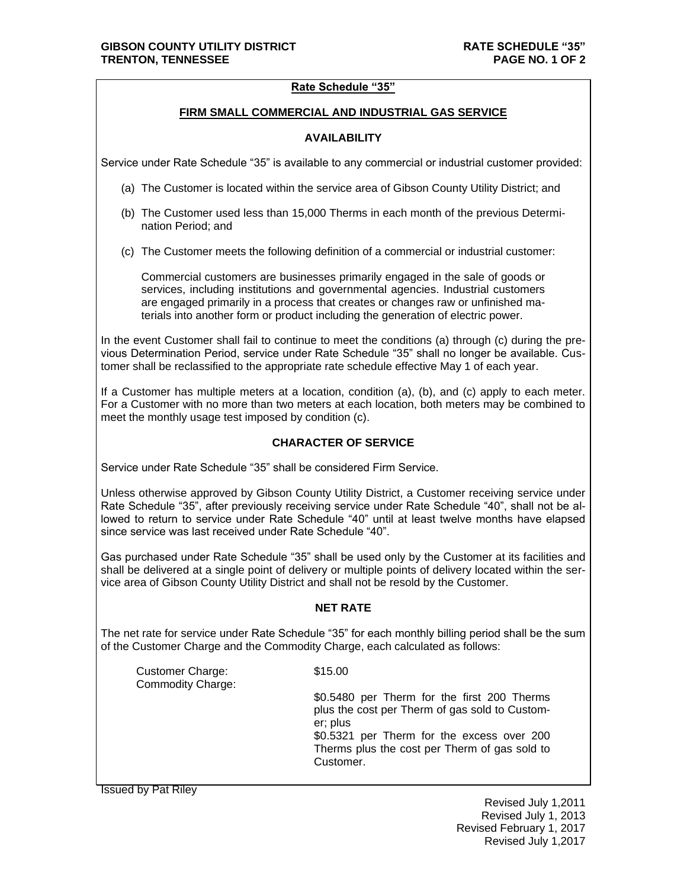## Rate Schedule "35"

### FIRM SMALL COMMERCIAL AND INDUSTRIAL GAS SERVICE

#### AVAILABILITY

Service under Rate Schedule "35" is available to any commercial or industrial customer provided:

(a) The Customer is located within the service area of Gibson County Utility District; and

(b) The Customer used less than 15,000 Therms in each month of the previous Determination Period; and

(c) The Customer meets the following definition of a commercial or industrial customer:

Commercial customers are businesses primarily engaged in the sale of goods or services, including institutions and governmental agencies. Industrial customers are engaged primarily in a process that creates or changes raw or unfinished materials into another form or product including the generation of electric power.

In the event Customer shall fail to continue to meet the conditions (a) through (c) during the previous Determination Period, service under Rate Schedule "35" shall no longer be available. Customer shall be reclassified to the appropriate rate schedule effective May 1 of each year.

If a Customer has multiple meters at a location, condition (a), (b), and (c) apply to each meter. For a Customer with no more than two meters at each location, both meters may be combined to meet the monthly usage test imposed by condition (c).

#### CHARACTER OF SERVICE

Service under Rate Schedule "35" shall be considered Firm Service.

Unless otherwise approved by Gibson County Utility District, a Customer receiving service under Rate Schedule "35", after previously receiving service under Rate Schedule "40", shall not be allowed to return to service under Rate Schedule "40" until at least twelve months have elapsed since service was last received under Rate Schedule "40".

Gas purchased under Rate Schedule "35" shall be used only by the Customer at its facilities and shall be delivered at a single point of delivery or multiple points of delivery located within the service area of Gibson County Utility District and shall not be resold by the Customer.

#### NET RATE

The net rate for service under Rate Schedule "35" for each monthly billing period shall be the sum of the Customer Charge and the Commodity Charge, each calculated as follows:

| | |
|---|---|
| Customer Charge: | $15.00 |
| Commodity Charge: | $0.5480 per Therm for the first 200 Therms plus the cost per Therm of gas sold to Customer; plus<br>$0.5321 per Therm for the excess over 200 Therms plus the cost per Therm of gas sold to Customer. |

Issued by Pat Riley

Revised July 1,2011
Revised July 1, 2013
Revised February 1, 2017
Revised July 1,2017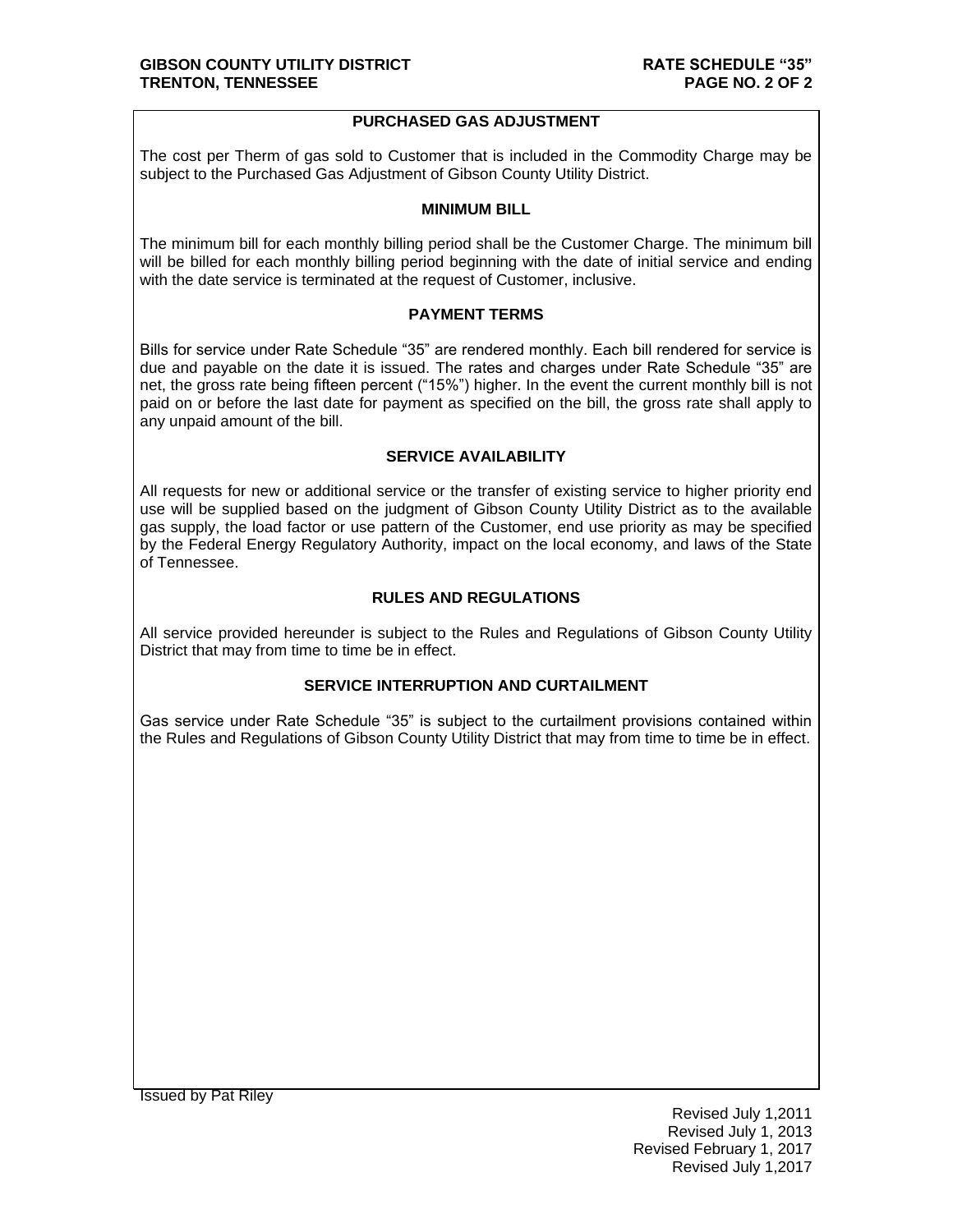## PURCHASED GAS ADJUSTMENT

The cost per Therm of gas sold to Customer that is included in the Commodity Charge may be subject to the Purchased Gas Adjustment of Gibson County Utility District.

## MINIMUM BILL

The minimum bill for each monthly billing period shall be the Customer Charge. The minimum bill will be billed for each monthly billing period beginning with the date of initial service and ending with the date service is terminated at the request of Customer, inclusive.

## PAYMENT TERMS

Bills for service under Rate Schedule "35" are rendered monthly. Each bill rendered for service is due and payable on the date it is issued. The rates and charges under Rate Schedule "35" are net, the gross rate being fifteen percent ("15%") higher. In the event the current monthly bill is not paid on or before the last date for payment as specified on the bill, the gross rate shall apply to any unpaid amount of the bill.

## SERVICE AVAILABILITY

All requests for new or additional service or the transfer of existing service to higher priority end use will be supplied based on the judgment of Gibson County Utility District as to the available gas supply, the load factor or use pattern of the Customer, end use priority as may be specified by the Federal Energy Regulatory Authority, impact on the local economy, and laws of the State of Tennessee.

## RULES AND REGULATIONS

All service provided hereunder is subject to the Rules and Regulations of Gibson County Utility District that may from time to time be in effect.

## SERVICE INTERRUPTION AND CURTAILMENT

Gas service under Rate Schedule "35" is subject to the curtailment provisions contained within the Rules and Regulations of Gibson County Utility District that may from time to time be in effect.

Issued by Pat Riley

Revised July 1,2011
Revised July 1, 2013
Revised February 1, 2017
Revised July 1,2017